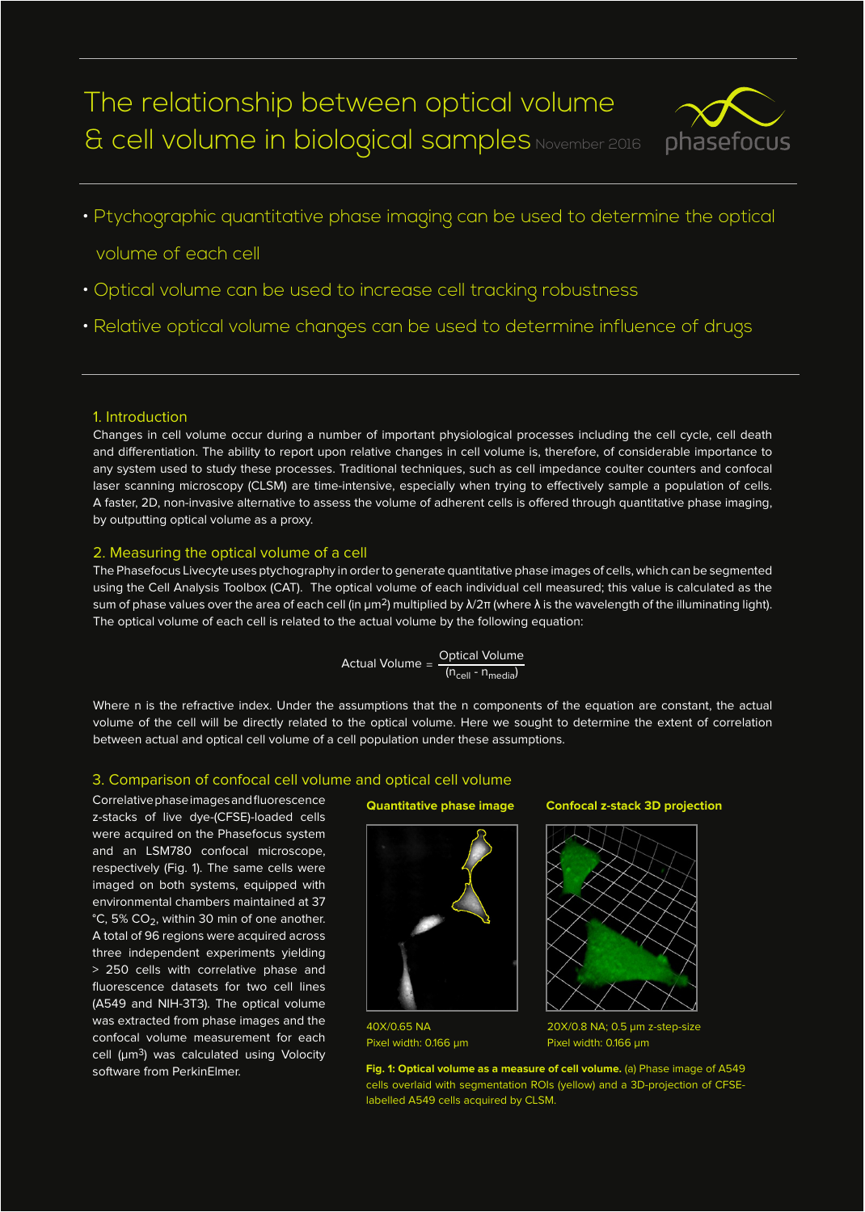# The relationship between optical volume & cell volume in biological samples

November 2016

phasefocus

- Ptychographic quantitative phase imaging can be used to determine the optical volume of each cell
- Optical volume can be used to increase cell tracking robustness
- Relative optical volume changes can be used to determine influence of drugs

## 1. Introduction

Changes in cell volume occur during a number of important physiological processes including the cell cycle, cell death and differentiation. The ability to report upon relative changes in cell volume is, therefore, of considerable importance to any system used to study these processes. Traditional techniques, such as cell impedance coulter counters and confocal laser scanning microscopy (CLSM) are time-intensive, especially when trying to effectively sample a population of cells. A faster, 2D, non-invasive alternative to assess the volume of adherent cells is offered through quantitative phase imaging, by outputting optical volume as a proxy.

## 2. Measuring the optical volume of a cell

The Phasefocus Livecyte uses ptychography in order to generate quantitative phase images of cells, which can be segmented using the Cell Analysis Toolbox (CAT). The optical volume of each individual cell measured; this value is calculated as the sum of phase values over the area of each cell (in µm$^2$) multiplied by $\lambda/2\pi$ (where $\lambda$ is the wavelength of the illuminating light). The optical volume of each cell is related to the actual volume by the following equation:

$$\text{Actual Volume} = \frac{\text{Optical Volume}}{(n_{cell} - n_{media})}$$

Where n is the refractive index. Under the assumptions that the n components of the equation are constant, the actual volume of the cell will be directly related to the optical volume. Here we sought to determine the extent of correlation between actual and optical cell volume of a cell population under these assumptions.

## 3. Comparison of confocal cell volume and optical cell volume

Correlative phase images and fluorescence z-stacks of live dye-(CFSE)-loaded cells were acquired on the Phasefocus system and an LSM780 confocal microscope, respectively (Fig. 1). The same cells were imaged on both systems, equipped with environmental chambers maintained at 37 °C, 5% $CO_2$, within 30 min of one another. A total of 96 regions were acquired across three independent experiments yielding > 250 cells with correlative phase and fluorescence datasets for two cell lines (A549 and NIH-3T3). The optical volume was extracted from phase images and the confocal volume measurement for each cell (µm$^3$) was calculated using Volocity software from PerkinElmer.

**Quantitative phase image**

40X/0.65 NA
Pixel width: 0.166 µm

**Confocal z-stack 3D projection**

20X/0.8 NA; 0.5 µm z-step-size
Pixel width: 0.166 µm

**Fig. 1: Optical volume as a measure of cell volume.** (a) Phase image of A549 cells overlaid with segmentation ROIs (yellow) and a 3D-projection of CFSE-labelled A549 cells acquired by CLSM.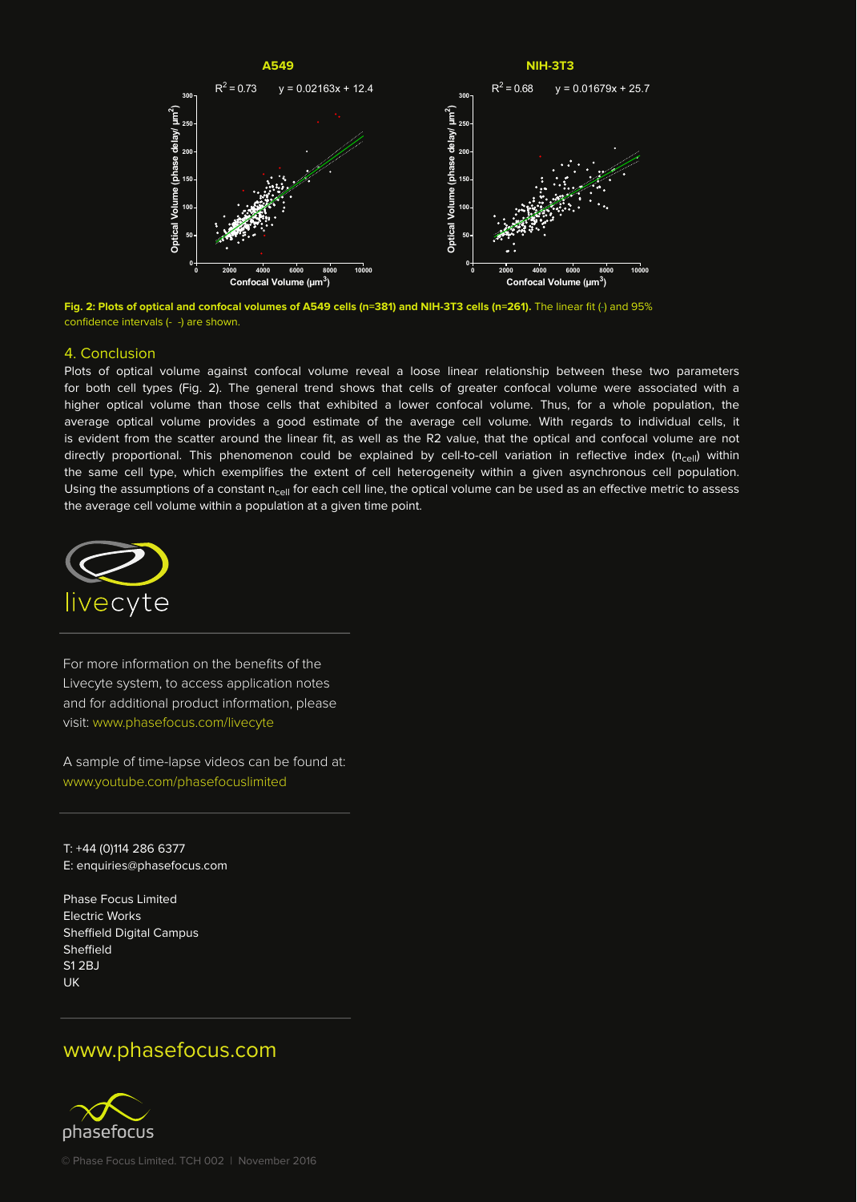A549

$R^2 = 0.73$ y = 0.02163x + 12.4

Optical Volume (phase delay/ µm²)

Confocal Volume (µm³)

NIH-3T3

$R^2 = 0.68$ y = 0.01679x + 25.7

Optical Volume (phase delay/ µm²)

Confocal Volume (µm³)

**Fig. 2: Plots of optical and confocal volumes of A549 cells (n=381) and NIH-3T3 cells (n=261).** The linear fit (-) and 95% confidence intervals (- -) are shown.

## 4. Conclusion

Plots of optical volume against confocal volume reveal a loose linear relationship between these two parameters for both cell types (Fig. 2). The general trend shows that cells of greater confocal volume were associated with a higher optical volume than those cells that exhibited a lower confocal volume. Thus, for a whole population, the average optical volume provides a good estimate of the average cell volume. With regards to individual cells, it is evident from the scatter around the linear fit, as well as the R2 value, that the optical and confocal volume are not directly proportional. This phenomenon could be explained by cell-to-cell variation in reflective index ($n_{cell}$) within the same cell type, which exemplifies the extent of cell heterogeneity within a given asynchronous cell population. Using the assumptions of a constant $n_{cell}$ for each cell line, the optical volume can be used as an effective metric to assess the average cell volume within a population at a given time point.

livecyte

For more information on the benefits of the Livecyte system, to access application notes and for additional product information, please visit: www.phasefocus.com/livecyte

A sample of time-lapse videos can be found at: www.youtube.com/phasefocuslimited

T: +44 (0)114 286 6377
E: enquiries@phasefocus.com

Phase Focus Limited
Electric Works
Sheffield Digital Campus
Sheffield
S1 2BJ
UK

www.phasefocus.com

phasefocus

© Phase Focus Limited. TCH 002 | November 2016